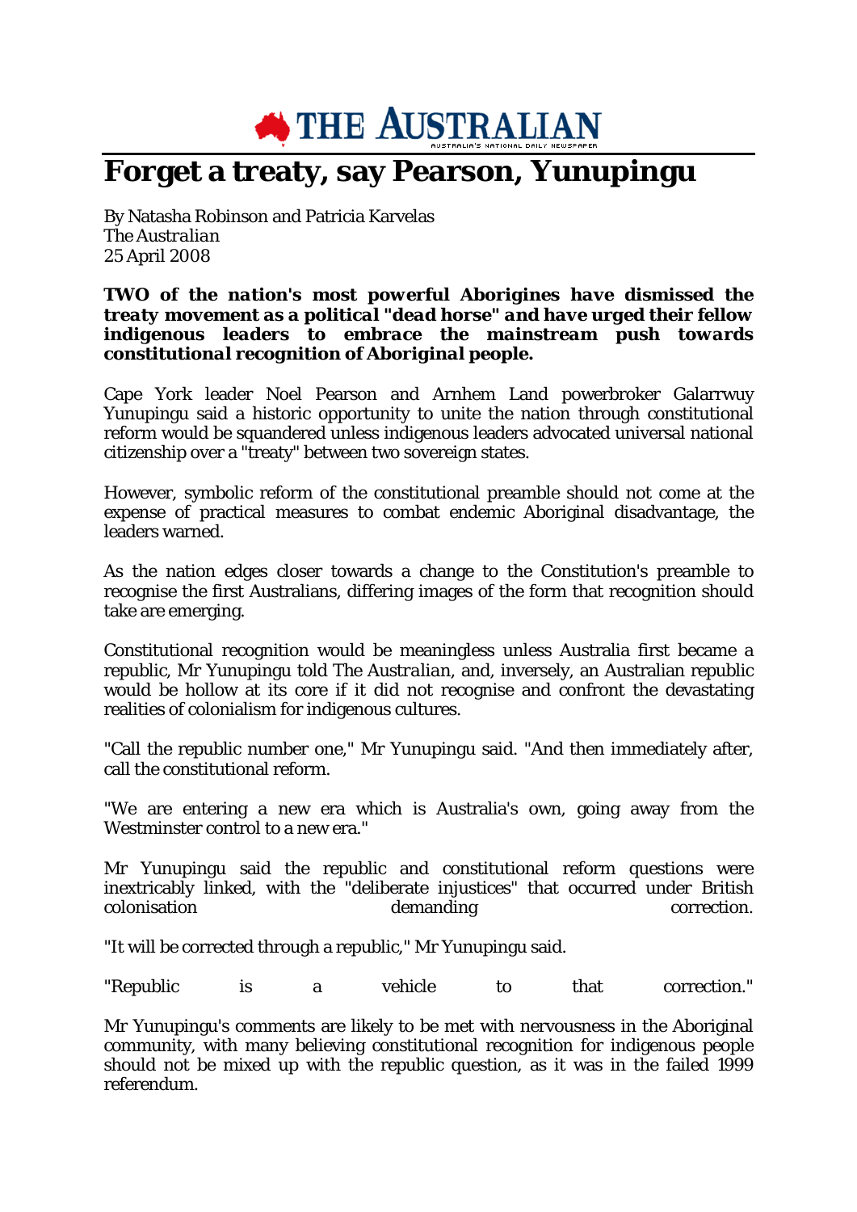THE AUSTRALIAN

# Forget a treaty, say Pearson, Yunupingu

By Natasha Robinson and Patricia Karvelas
*The Australian*
25 April 2008

***TWO of the nation's most powerful Aborigines have dismissed the treaty movement as a political "dead horse" and have urged their fellow indigenous leaders to embrace the mainstream push towards constitutional recognition of Aboriginal people.***

Cape York leader Noel Pearson and Arnhem Land powerbroker Galarrwuy Yunupingu said a historic opportunity to unite the nation through constitutional reform would be squandered unless indigenous leaders advocated universal national citizenship over a "treaty" between two sovereign states.

However, symbolic reform of the constitutional preamble should not come at the expense of practical measures to combat endemic Aboriginal disadvantage, the leaders warned.

As the nation edges closer towards a change to the Constitution's preamble to recognise the first Australians, differing images of the form that recognition should take are emerging.

Constitutional recognition would be meaningless unless Australia first became a republic, Mr Yunupingu told *The Australian*, and, inversely, an Australian republic would be hollow at its core if it did not recognise and confront the devastating realities of colonialism for indigenous cultures.

"Call the republic number one," Mr Yunupingu said. "And then immediately after, call the constitutional reform.

"We are entering a new era which is Australia's own, going away from the Westminster control to a new era."

Mr Yunupingu said the republic and constitutional reform questions were inextricably linked, with the "deliberate injustices" that occurred under British colonisation demanding correction.

"It will be corrected through a republic," Mr Yunupingu said.

"Republic is a vehicle to that correction."

Mr Yunupingu's comments are likely to be met with nervousness in the Aboriginal community, with many believing constitutional recognition for indigenous people should not be mixed up with the republic question, as it was in the failed 1999 referendum.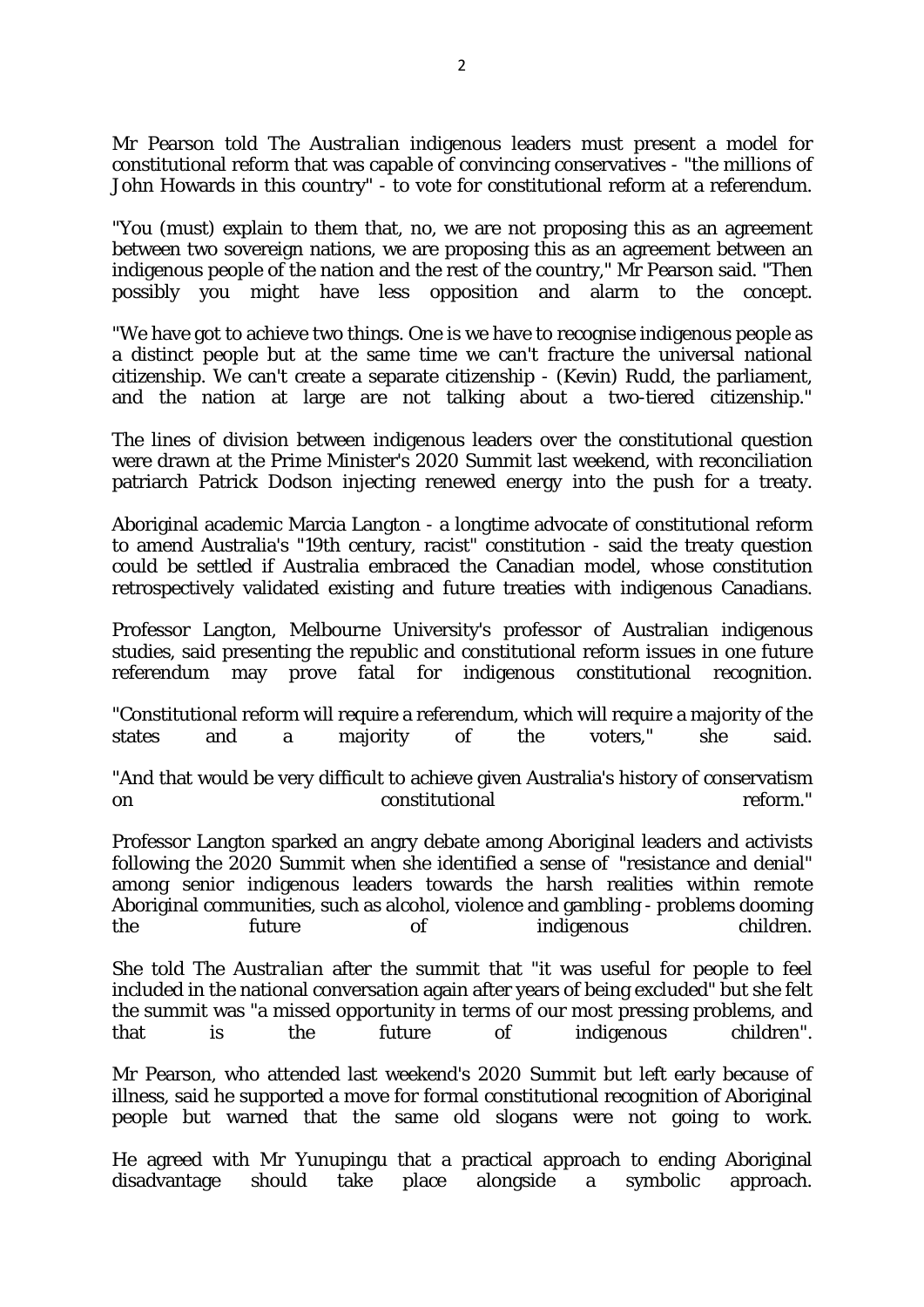Mr Pearson told *The Australian* indigenous leaders must present a model for constitutional reform that was capable of convincing conservatives - "the millions of John Howards in this country" - to vote for constitutional reform at a referendum.

"You (must) explain to them that, no, we are not proposing this as an agreement between two sovereign nations, we are proposing this as an agreement between an indigenous people of the nation and the rest of the country," Mr Pearson said. "Then possibly you might have less opposition and alarm to the concept.

"We have got to achieve two things. One is we have to recognise indigenous people as a distinct people but at the same time we can't fracture the universal national citizenship. We can't create a separate citizenship - (Kevin) Rudd, the parliament, and the nation at large are not talking about a two-tiered citizenship."

The lines of division between indigenous leaders over the constitutional question were drawn at the Prime Minister's 2020 Summit last weekend, with reconciliation patriarch Patrick Dodson injecting renewed energy into the push for a treaty.

Aboriginal academic Marcia Langton - a longtime advocate of constitutional reform to amend Australia's "19th century, racist" constitution - said the treaty question could be settled if Australia embraced the Canadian model, whose constitution retrospectively validated existing and future treaties with indigenous Canadians.

Professor Langton, Melbourne University's professor of Australian indigenous studies, said presenting the republic and constitutional reform issues in one future referendum may prove fatal for indigenous constitutional recognition.

"Constitutional reform will require a referendum, which will require a majority of the states and a majority of the voters," she said.

"And that would be very difficult to achieve given Australia's history of conservatism on constitutional reform."

Professor Langton sparked an angry debate among Aboriginal leaders and activists following the 2020 Summit when she identified a sense of "resistance and denial" among senior indigenous leaders towards the harsh realities within remote Aboriginal communities, such as alcohol, violence and gambling - problems dooming the future of indigenous children.

She told *The Australian* after the summit that "it was useful for people to feel included in the national conversation again after years of being excluded" but she felt the summit was "a missed opportunity in terms of our most pressing problems, and that is the future of indigenous children".

Mr Pearson, who attended last weekend's 2020 Summit but left early because of illness, said he supported a move for formal constitutional recognition of Aboriginal people but warned that the same old slogans were not going to work.

He agreed with Mr Yunupingu that a practical approach to ending Aboriginal disadvantage should take place alongside a symbolic approach.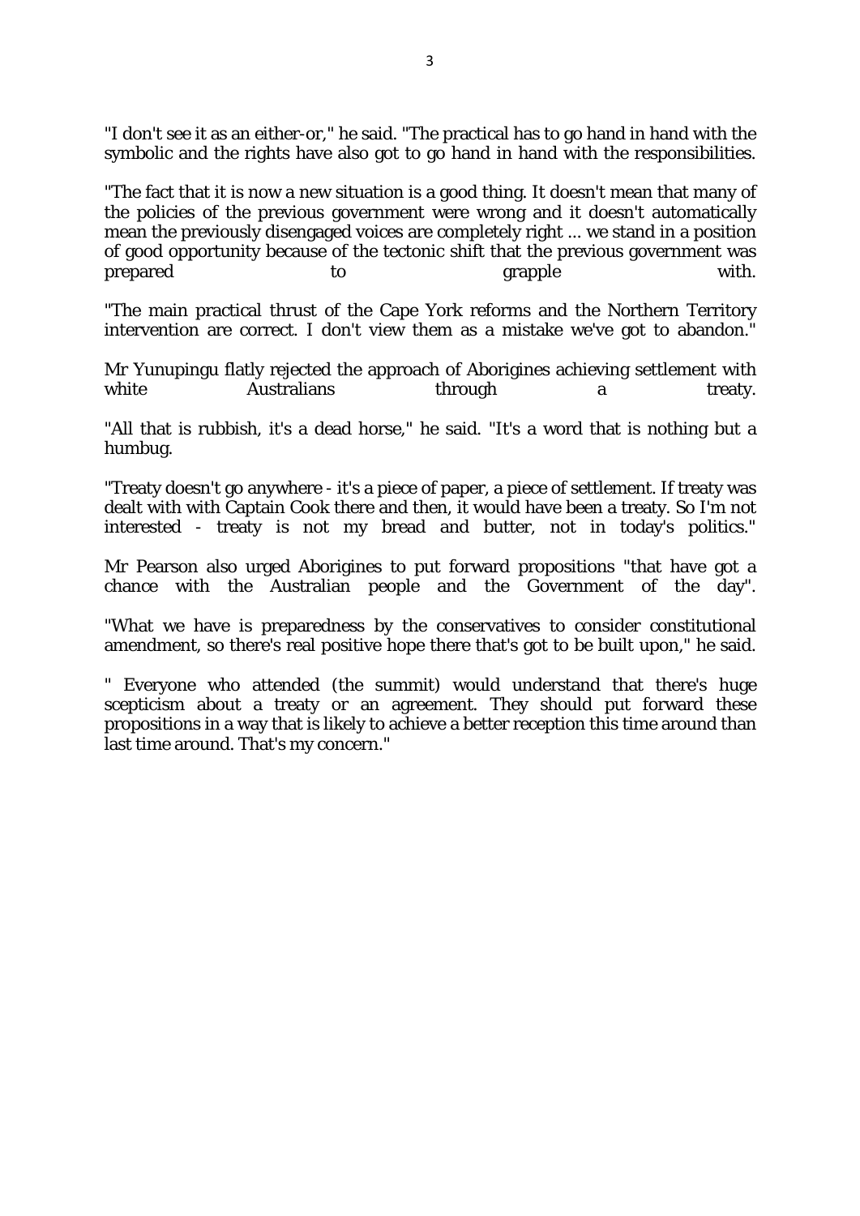"I don't see it as an either-or," he said. "The practical has to go hand in hand with the symbolic and the rights have also got to go hand in hand with the responsibilities.

"The fact that it is now a new situation is a good thing. It doesn't mean that many of the policies of the previous government were wrong and it doesn't automatically mean the previously disengaged voices are completely right ... we stand in a position of good opportunity because of the tectonic shift that the previous government was prepared to grapple with.

"The main practical thrust of the Cape York reforms and the Northern Territory intervention are correct. I don't view them as a mistake we've got to abandon."

Mr Yunupingu flatly rejected the approach of Aborigines achieving settlement with white Australians through a treaty.

"All that is rubbish, it's a dead horse," he said. "It's a word that is nothing but a humbug.

"Treaty doesn't go anywhere - it's a piece of paper, a piece of settlement. If treaty was dealt with with Captain Cook there and then, it would have been a treaty. So I'm not interested - treaty is not my bread and butter, not in today's politics."

Mr Pearson also urged Aborigines to put forward propositions "that have got a chance with the Australian people and the Government of the day".

"What we have is preparedness by the conservatives to consider constitutional amendment, so there's real positive hope there that's got to be built upon," he said.

" Everyone who attended (the summit) would understand that there's huge scepticism about a treaty or an agreement. They should put forward these propositions in a way that is likely to achieve a better reception this time around than last time around. That's my concern."